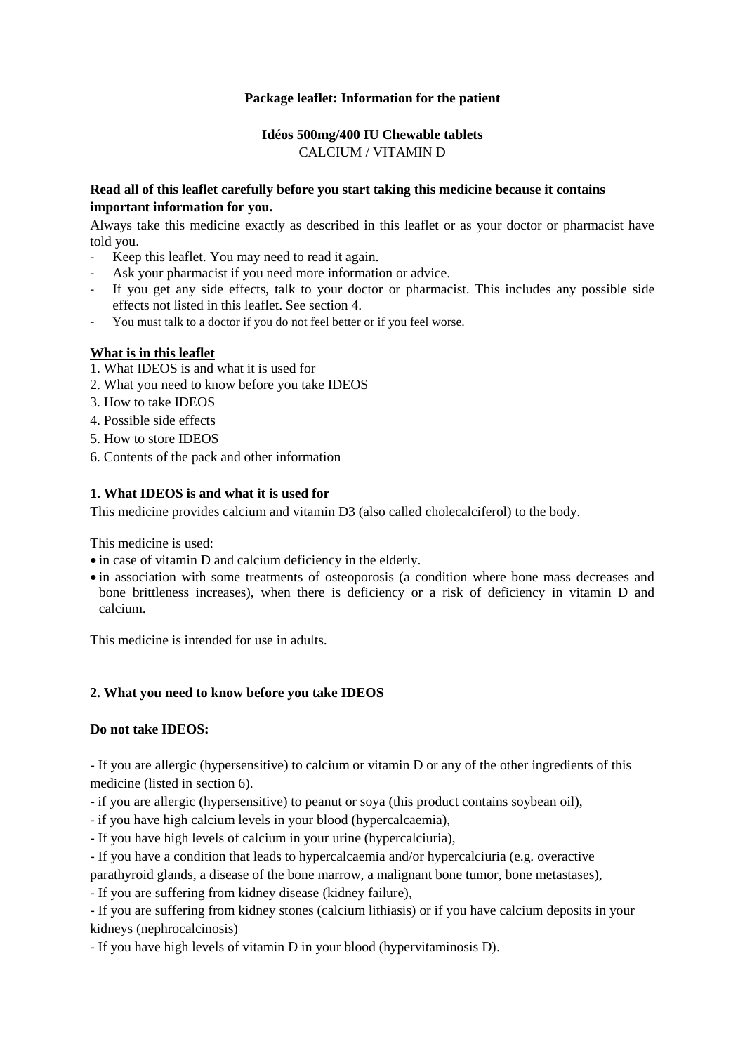**Package leaflet: Information for the patient**

**Idéos 500mg/400 IU Chewable tablets**
CALCIUM / VITAMIN D

**Read all of this leaflet carefully before you start taking this medicine because it contains important information for you.**

Always take this medicine exactly as described in this leaflet or as your doctor or pharmacist have told you.

- Keep this leaflet. You may need to read it again.
- Ask your pharmacist if you need more information or advice.
- If you get any side effects, talk to your doctor or pharmacist. This includes any possible side effects not listed in this leaflet. See section 4.
- You must talk to a doctor if you do not feel better or if you feel worse.

**What is in this leaflet**

1. What IDEOS is and what it is used for
2. What you need to know before you take IDEOS
3. How to take IDEOS
4. Possible side effects
5. How to store IDEOS
6. Contents of the pack and other information

## 1. What IDEOS is and what it is used for

This medicine provides calcium and vitamin D3 (also called cholecalciferol) to the body.

This medicine is used:

- in case of vitamin D and calcium deficiency in the elderly.
- in association with some treatments of osteoporosis (a condition where bone mass decreases and bone brittleness increases), when there is deficiency or a risk of deficiency in vitamin D and calcium.

This medicine is intended for use in adults.

## 2. What you need to know before you take IDEOS

**Do not take IDEOS:**

- If you are allergic (hypersensitive) to calcium or vitamin D or any of the other ingredients of this medicine (listed in section 6).
- if you are allergic (hypersensitive) to peanut or soya (this product contains soybean oil),
- if you have high calcium levels in your blood (hypercalcaemia),
- If you have high levels of calcium in your urine (hypercalciuria),
- If you have a condition that leads to hypercalcaemia and/or hypercalciuria (e.g. overactive parathyroid glands, a disease of the bone marrow, a malignant bone tumor, bone metastases),
- If you are suffering from kidney disease (kidney failure),
- If you are suffering from kidney stones (calcium lithiasis) or if you have calcium deposits in your kidneys (nephrocalcinosis)
- If you have high levels of vitamin D in your blood (hypervitaminosis D).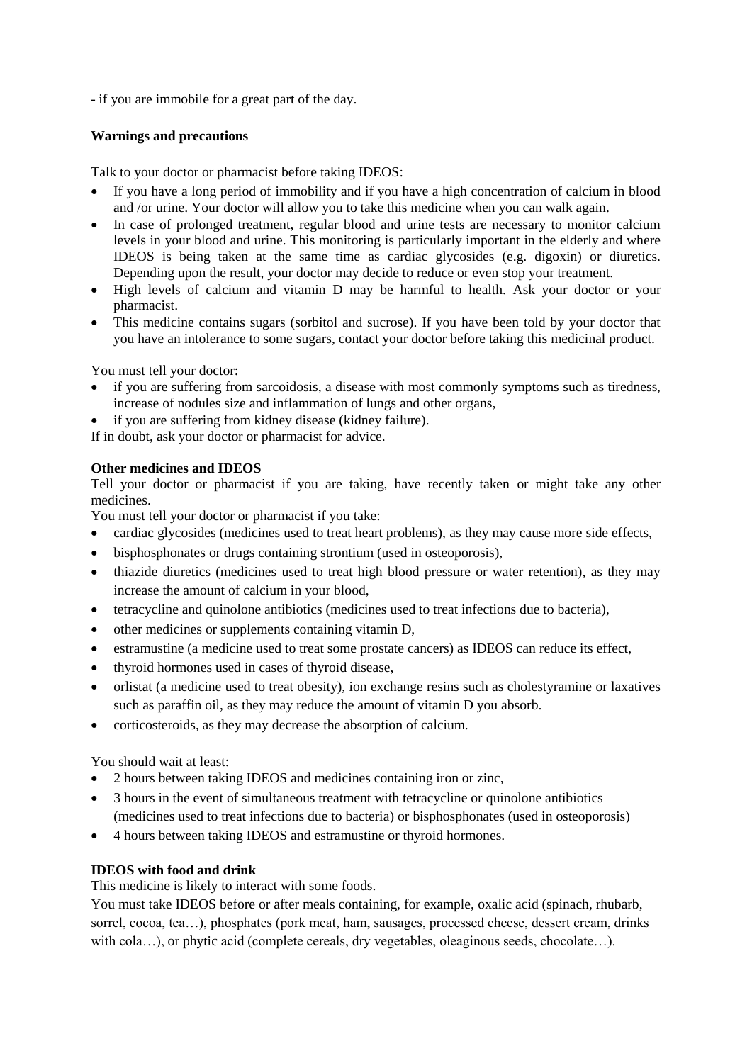- if you are immobile for a great part of the day.

**Warnings and precautions**

Talk to your doctor or pharmacist before taking IDEOS:

- If you have a long period of immobility and if you have a high concentration of calcium in blood and /or urine. Your doctor will allow you to take this medicine when you can walk again.
- In case of prolonged treatment, regular blood and urine tests are necessary to monitor calcium levels in your blood and urine. This monitoring is particularly important in the elderly and where IDEOS is being taken at the same time as cardiac glycosides (e.g. digoxin) or diuretics. Depending upon the result, your doctor may decide to reduce or even stop your treatment.
- High levels of calcium and vitamin D may be harmful to health. Ask your doctor or your pharmacist.
- This medicine contains sugars (sorbitol and sucrose). If you have been told by your doctor that you have an intolerance to some sugars, contact your doctor before taking this medicinal product.

You must tell your doctor:

- if you are suffering from sarcoidosis, a disease with most commonly symptoms such as tiredness, increase of nodules size and inflammation of lungs and other organs,
- if you are suffering from kidney disease (kidney failure).

If in doubt, ask your doctor or pharmacist for advice.

**Other medicines and IDEOS**

Tell your doctor or pharmacist if you are taking, have recently taken or might take any other medicines.

You must tell your doctor or pharmacist if you take:

- cardiac glycosides (medicines used to treat heart problems), as they may cause more side effects,
- bisphosphonates or drugs containing strontium (used in osteoporosis),
- thiazide diuretics (medicines used to treat high blood pressure or water retention), as they may increase the amount of calcium in your blood,
- tetracycline and quinolone antibiotics (medicines used to treat infections due to bacteria),
- other medicines or supplements containing vitamin D,
- estramustine (a medicine used to treat some prostate cancers) as IDEOS can reduce its effect,
- thyroid hormones used in cases of thyroid disease,
- orlistat (a medicine used to treat obesity), ion exchange resins such as cholestyramine or laxatives such as paraffin oil, as they may reduce the amount of vitamin D you absorb.
- corticosteroids, as they may decrease the absorption of calcium.

You should wait at least:

- 2 hours between taking IDEOS and medicines containing iron or zinc,
- 3 hours in the event of simultaneous treatment with tetracycline or quinolone antibiotics (medicines used to treat infections due to bacteria) or bisphosphonates (used in osteoporosis)
- 4 hours between taking IDEOS and estramustine or thyroid hormones.

**IDEOS with food and drink**

This medicine is likely to interact with some foods.

You must take IDEOS before or after meals containing, for example, oxalic acid (spinach, rhubarb, sorrel, cocoa, tea…), phosphates (pork meat, ham, sausages, processed cheese, dessert cream, drinks with cola…), or phytic acid (complete cereals, dry vegetables, oleaginous seeds, chocolate…).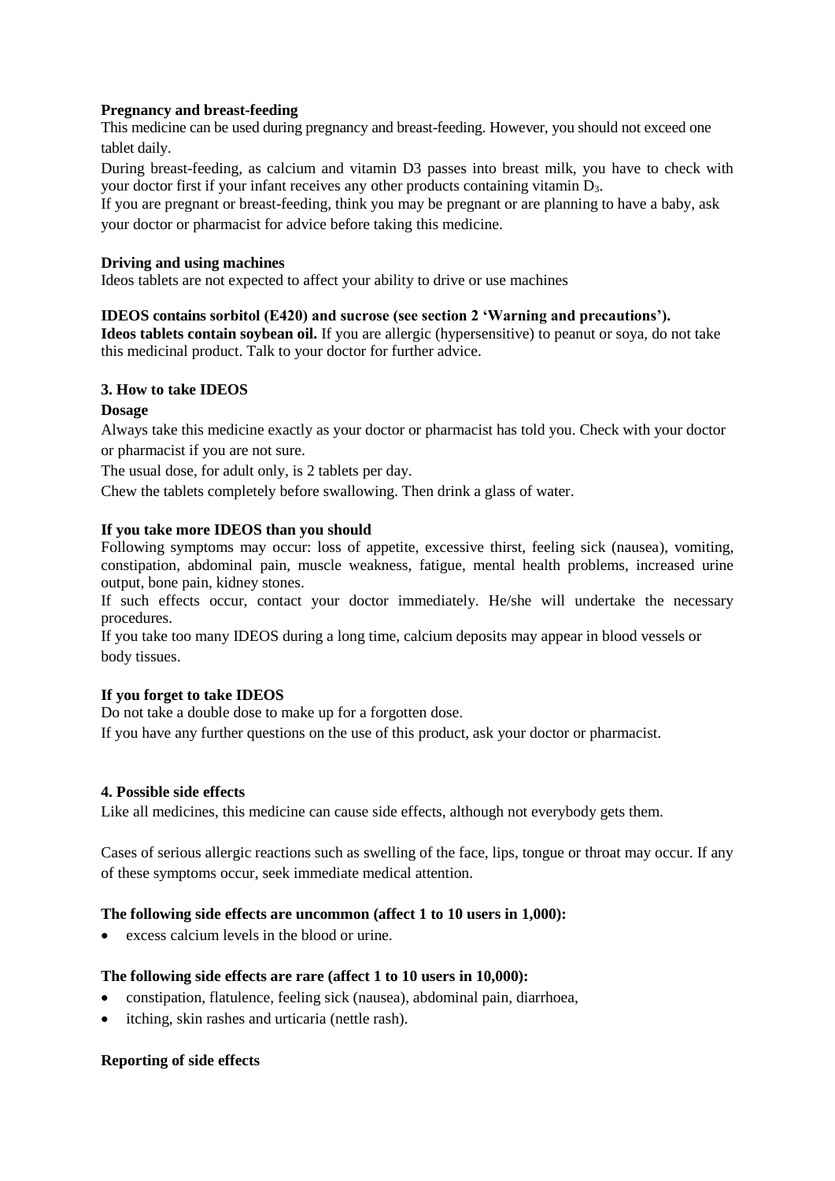**Pregnancy and breast-feeding**

This medicine can be used during pregnancy and breast-feeding. However, you should not exceed one tablet daily.

During breast-feeding, as calcium and vitamin D3 passes into breast milk, you have to check with your doctor first if your infant receives any other products containing vitamin $D_3$.

If you are pregnant or breast-feeding, think you may be pregnant or are planning to have a baby, ask your doctor or pharmacist for advice before taking this medicine.

**Driving and using machines**

Ideos tablets are not expected to affect your ability to drive or use machines

**IDEOS contains sorbitol (E420) and sucrose (see section 2 'Warning and precautions').**

**Ideos tablets contain soybean oil.** If you are allergic (hypersensitive) to peanut or soya, do not take this medicinal product. Talk to your doctor for further advice.

## 3. How to take IDEOS

**Dosage**

Always take this medicine exactly as your doctor or pharmacist has told you. Check with your doctor or pharmacist if you are not sure.

The usual dose, for adult only, is 2 tablets per day.

Chew the tablets completely before swallowing. Then drink a glass of water.

**If you take more IDEOS than you should**

Following symptoms may occur: loss of appetite, excessive thirst, feeling sick (nausea), vomiting, constipation, abdominal pain, muscle weakness, fatigue, mental health problems, increased urine output, bone pain, kidney stones.

If such effects occur, contact your doctor immediately. He/she will undertake the necessary procedures.

If you take too many IDEOS during a long time, calcium deposits may appear in blood vessels or body tissues.

**If you forget to take IDEOS**

Do not take a double dose to make up for a forgotten dose.

If you have any further questions on the use of this product, ask your doctor or pharmacist.

## 4. Possible side effects

Like all medicines, this medicine can cause side effects, although not everybody gets them.

Cases of serious allergic reactions such as swelling of the face, lips, tongue or throat may occur. If any of these symptoms occur, seek immediate medical attention.

**The following side effects are uncommon (affect 1 to 10 users in 1,000):**

- excess calcium levels in the blood or urine.

**The following side effects are rare (affect 1 to 10 users in 10,000):**

- constipation, flatulence, feeling sick (nausea), abdominal pain, diarrhoea,
- itching, skin rashes and urticaria (nettle rash).

**Reporting of side effects**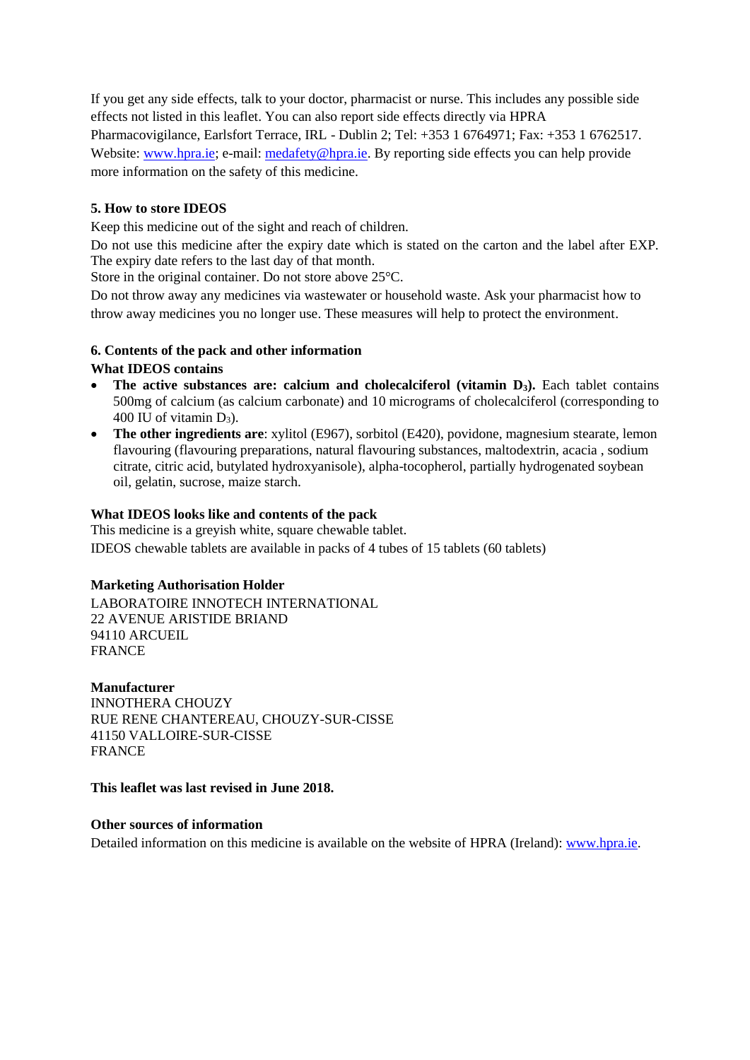If you get any side effects, talk to your doctor, pharmacist or nurse. This includes any possible side effects not listed in this leaflet. You can also report side effects directly via HPRA Pharmacovigilance, Earlsfort Terrace, IRL - Dublin 2; Tel: +353 1 6764971; Fax: +353 1 6762517. Website: www.hpra.ie; e-mail: medafety@hpra.ie. By reporting side effects you can help provide more information on the safety of this medicine.

## 5. How to store IDEOS

Keep this medicine out of the sight and reach of children.

Do not use this medicine after the expiry date which is stated on the carton and the label after EXP. The expiry date refers to the last day of that month.

Store in the original container. Do not store above 25°C.

Do not throw away any medicines via wastewater or household waste. Ask your pharmacist how to throw away medicines you no longer use. These measures will help to protect the environment.

## 6. Contents of the pack and other information

### What IDEOS contains

- **The active substances are: calcium and cholecalciferol (vitamin $D_3$).** Each tablet contains 500mg of calcium (as calcium carbonate) and 10 micrograms of cholecalciferol (corresponding to 400 IU of vitamin $D_3$).
- **The other ingredients are**: xylitol (E967), sorbitol (E420), povidone, magnesium stearate, lemon flavouring (flavouring preparations, natural flavouring substances, maltodextrin, acacia , sodium citrate, citric acid, butylated hydroxyanisole), alpha-tocopherol, partially hydrogenated soybean oil, gelatin, sucrose, maize starch.

### What IDEOS looks like and contents of the pack

This medicine is a greyish white, square chewable tablet.

IDEOS chewable tablets are available in packs of 4 tubes of 15 tablets (60 tablets)

### Marketing Authorisation Holder

LABORATOIRE INNOTECH INTERNATIONAL
22 AVENUE ARISTIDE BRIAND
94110 ARCUEIL
FRANCE

### Manufacturer

INNOTHERA CHOUZY
RUE RENE CHANTEREAU, CHOUZY-SUR-CISSE
41150 VALLOIRE-SUR-CISSE
FRANCE

**This leaflet was last revised in June 2018.**

### Other sources of information

Detailed information on this medicine is available on the website of HPRA (Ireland): www.hpra.ie.